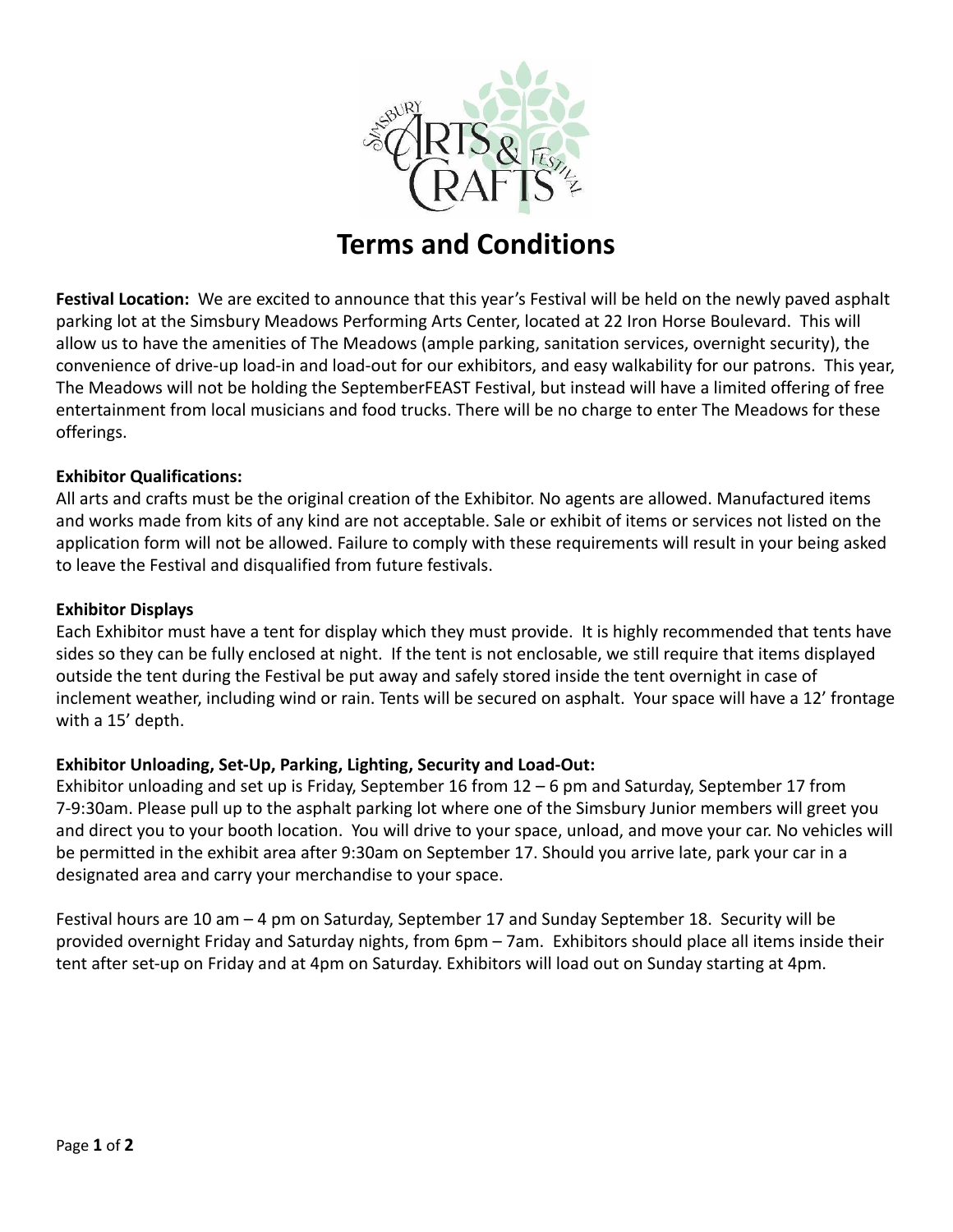# Terms and Conditions

**Festival Location:** We are excited to announce that this year's Festival will be held on the newly paved asphalt parking lot at the Simsbury Meadows Performing Arts Center, located at 22 Iron Horse Boulevard. This will allow us to have the amenities of The Meadows (ample parking, sanitation services, overnight security), the convenience of drive-up load-in and load-out for our exhibitors, and easy walkability for our patrons. This year, The Meadows will not be holding the SeptemberFEAST Festival, but instead will have a limited offering of free entertainment from local musicians and food trucks. There will be no charge to enter The Meadows for these offerings.

**Exhibitor Qualifications:**
All arts and crafts must be the original creation of the Exhibitor. No agents are allowed. Manufactured items and works made from kits of any kind are not acceptable. Sale or exhibit of items or services not listed on the application form will not be allowed. Failure to comply with these requirements will result in your being asked to leave the Festival and disqualified from future festivals.

**Exhibitor Displays**
Each Exhibitor must have a tent for display which they must provide. It is highly recommended that tents have sides so they can be fully enclosed at night. If the tent is not enclosable, we still require that items displayed outside the tent during the Festival be put away and safely stored inside the tent overnight in case of inclement weather, including wind or rain. Tents will be secured on asphalt. Your space will have a 12' frontage with a 15' depth.

**Exhibitor Unloading, Set-Up, Parking, Lighting, Security and Load-Out:**
Exhibitor unloading and set up is Friday, September 16 from 12 – 6 pm and Saturday, September 17 from 7-9:30am. Please pull up to the asphalt parking lot where one of the Simsbury Junior members will greet you and direct you to your booth location. You will drive to your space, unload, and move your car. No vehicles will be permitted in the exhibit area after 9:30am on September 17. Should you arrive late, park your car in a designated area and carry your merchandise to your space.

Festival hours are 10 am – 4 pm on Saturday, September 17 and Sunday September 18. Security will be provided overnight Friday and Saturday nights, from 6pm – 7am. Exhibitors should place all items inside their tent after set-up on Friday and at 4pm on Saturday. Exhibitors will load out on Sunday starting at 4pm.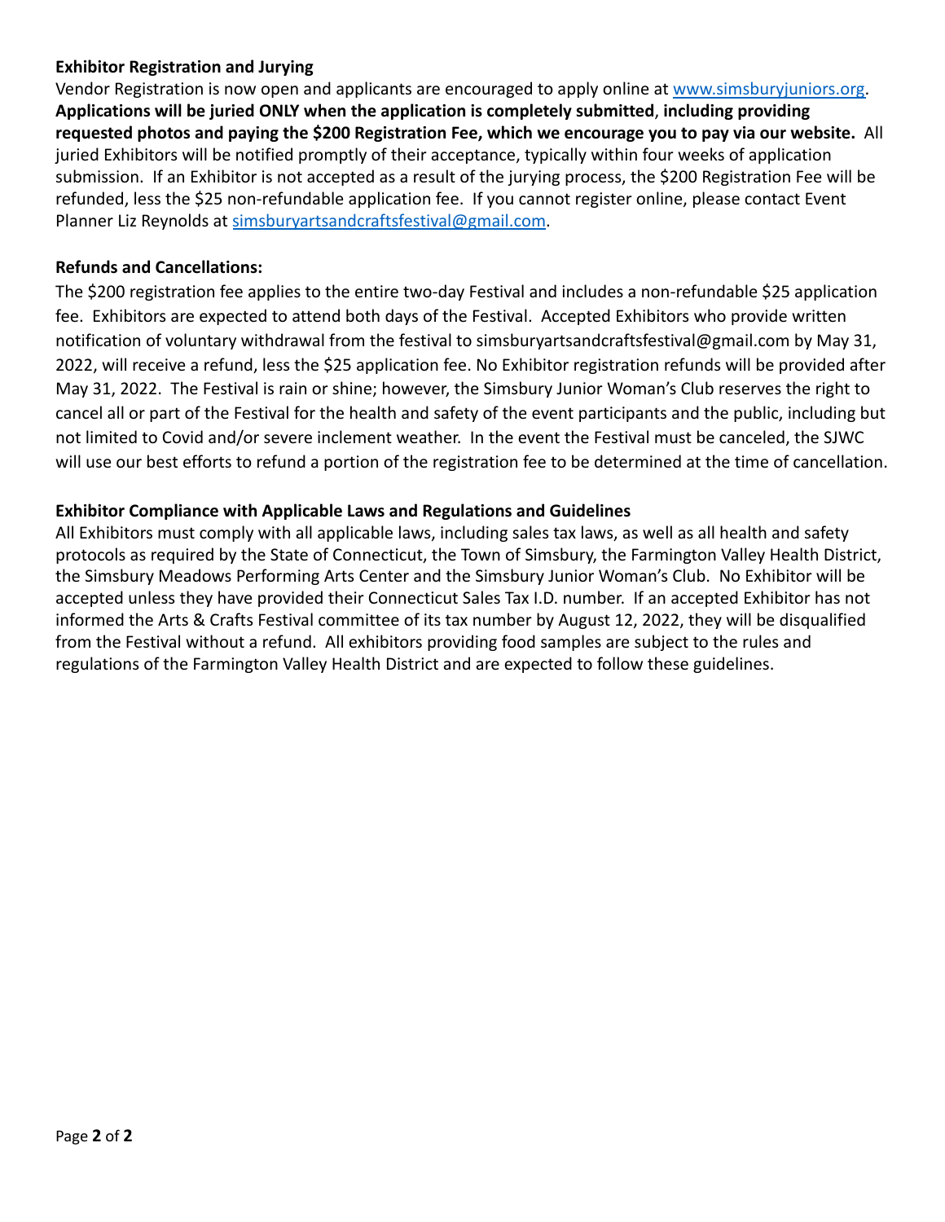**Exhibitor Registration and Jurying**

Vendor Registration is now open and applicants are encouraged to apply online at [www.simsburyjuniors.org](http://www.simsburyjuniors.org). **Applications will be juried ONLY when the application is completely submitted**, **including providing requested photos and paying the $200 Registration Fee, which we encourage you to pay via our website.** All juried Exhibitors will be notified promptly of their acceptance, typically within four weeks of application submission. If an Exhibitor is not accepted as a result of the jurying process, the $200 Registration Fee will be refunded, less the $25 non-refundable application fee. If you cannot register online, please contact Event Planner Liz Reynolds at [simsburyartsandcraftsfestival@gmail.com](mailto:simsburyartsandcraftsfestival@gmail.com).

**Refunds and Cancellations:**

The $200 registration fee applies to the entire two-day Festival and includes a non-refundable $25 application fee. Exhibitors are expected to attend both days of the Festival. Accepted Exhibitors who provide written notification of voluntary withdrawal from the festival to simsburyartsandcraftsfestival@gmail.com by May 31, 2022, will receive a refund, less the $25 application fee. No Exhibitor registration refunds will be provided after May 31, 2022. The Festival is rain or shine; however, the Simsbury Junior Woman's Club reserves the right to cancel all or part of the Festival for the health and safety of the event participants and the public, including but not limited to Covid and/or severe inclement weather. In the event the Festival must be canceled, the SJWC will use our best efforts to refund a portion of the registration fee to be determined at the time of cancellation.

**Exhibitor Compliance with Applicable Laws and Regulations and Guidelines**

All Exhibitors must comply with all applicable laws, including sales tax laws, as well as all health and safety protocols as required by the State of Connecticut, the Town of Simsbury, the Farmington Valley Health District, the Simsbury Meadows Performing Arts Center and the Simsbury Junior Woman's Club. No Exhibitor will be accepted unless they have provided their Connecticut Sales Tax I.D. number. If an accepted Exhibitor has not informed the Arts & Crafts Festival committee of its tax number by August 12, 2022, they will be disqualified from the Festival without a refund. All exhibitors providing food samples are subject to the rules and regulations of the Farmington Valley Health District and are expected to follow these guidelines.